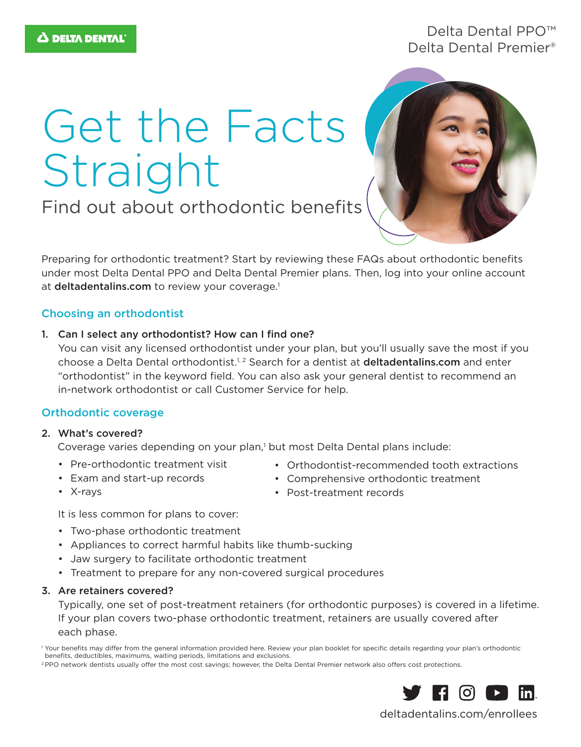Delta Dental PPO™
Delta Dental Premier®

# Get the Facts Straight

## Find out about orthodontic benefits

Preparing for orthodontic treatment? Start by reviewing these FAQs about orthodontic benefits under most Delta Dental PPO and Delta Dental Premier plans. Then, log into your online account at **deltadentalins.com** to review your coverage.[1]

### Choosing an orthodontist

1. **Can I select any orthodontist? How can I find one?**
   You can visit any licensed orthodontist under your plan, but you'll usually save the most if you choose a Delta Dental orthodontist.[1, 2] Search for a dentist at **deltadentalins.com** and enter "orthodontist" in the keyword field. You can also ask your general dentist to recommend an in-network orthodontist or call Customer Service for help.

### Orthodontic coverage

2. **What's covered?**
   Coverage varies depending on your plan,[1] but most Delta Dental plans include:
   - Pre-orthodontic treatment visit
   - Exam and start-up records
   - X-rays
   - Orthodontist-recommended tooth extractions
   - Comprehensive orthodontic treatment
   - Post-treatment records

   It is less common for plans to cover:
   - Two-phase orthodontic treatment
   - Appliances to correct harmful habits like thumb-sucking
   - Jaw surgery to facilitate orthodontic treatment
   - Treatment to prepare for any non-covered surgical procedures

3. **Are retainers covered?**
   Typically, one set of post-treatment retainers (for orthodontic purposes) is covered in a lifetime. If your plan covers two-phase orthodontic treatment, retainers are usually covered after each phase.

[1] Your benefits may differ from the general information provided here. Review your plan booklet for specific details regarding your plan's orthodontic benefits, deductibles, maximums, waiting periods, limitations and exclusions.
[2] PPO network dentists usually offer the most cost savings; however, the Delta Dental Premier network also offers cost protections.

deltadentalins.com/enrollees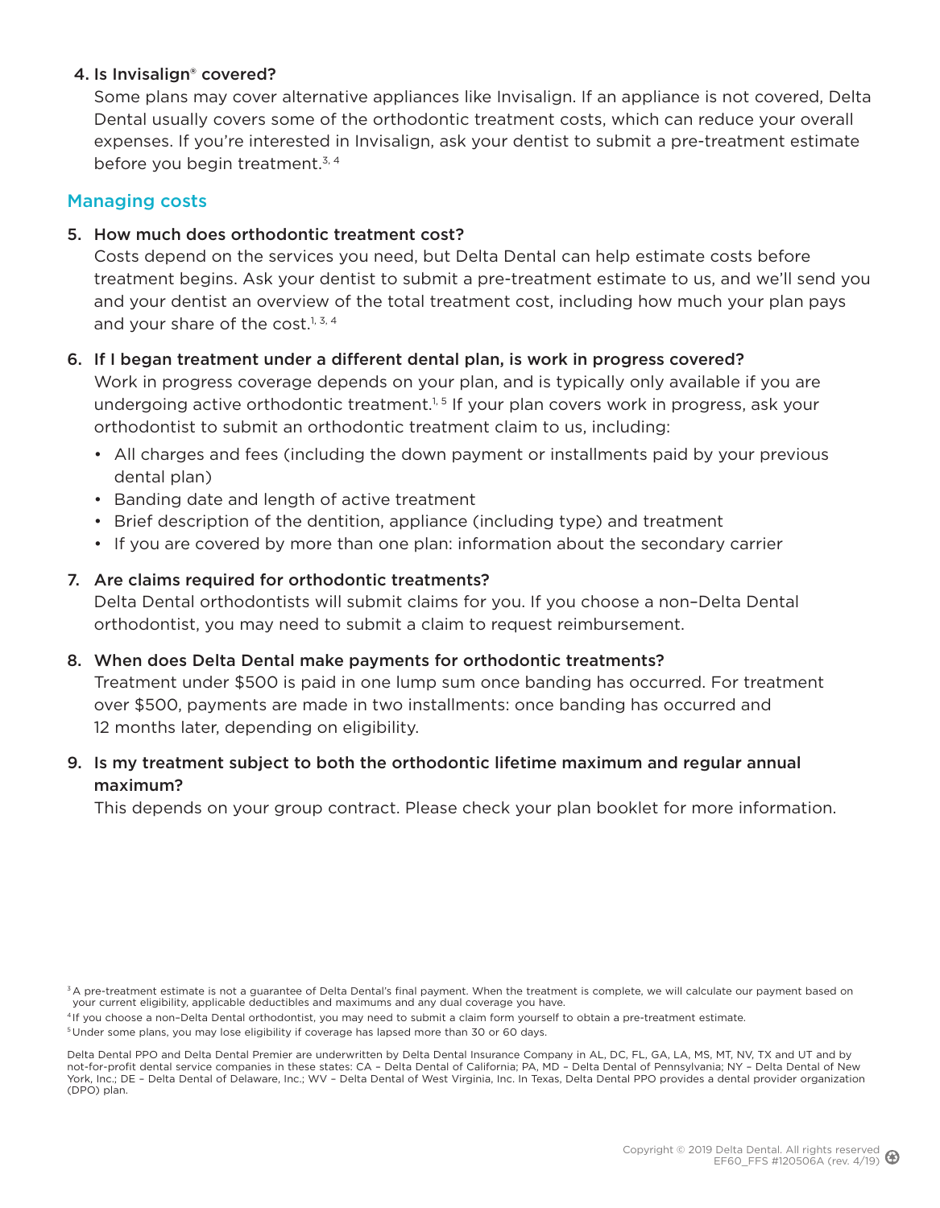4. **Is Invisalign® covered?**

   Some plans may cover alternative appliances like Invisalign. If an appliance is not covered, Delta Dental usually covers some of the orthodontic treatment costs, which can reduce your overall expenses. If you're interested in Invisalign, ask your dentist to submit a pre-treatment estimate before you begin treatment.[3, 4]

## Managing costs

5. **How much does orthodontic treatment cost?**

   Costs depend on the services you need, but Delta Dental can help estimate costs before treatment begins. Ask your dentist to submit a pre-treatment estimate to us, and we'll send you and your dentist an overview of the total treatment cost, including how much your plan pays and your share of the cost.[1, 3, 4]

6. **If I began treatment under a different dental plan, is work in progress covered?**

   Work in progress coverage depends on your plan, and is typically only available if you are undergoing active orthodontic treatment.[1, 5] If your plan covers work in progress, ask your orthodontist to submit an orthodontic treatment claim to us, including:

   - All charges and fees (including the down payment or installments paid by your previous dental plan)
   - Banding date and length of active treatment
   - Brief description of the dentition, appliance (including type) and treatment
   - If you are covered by more than one plan: information about the secondary carrier

7. **Are claims required for orthodontic treatments?**

   Delta Dental orthodontists will submit claims for you. If you choose a non–Delta Dental orthodontist, you may need to submit a claim to request reimbursement.

8. **When does Delta Dental make payments for orthodontic treatments?**

   Treatment under $500 is paid in one lump sum once banding has occurred. For treatment over $500, payments are made in two installments: once banding has occurred and 12 months later, depending on eligibility.

9. **Is my treatment subject to both the orthodontic lifetime maximum and regular annual maximum?**

   This depends on your group contract. Please check your plan booklet for more information.

[3] A pre-treatment estimate is not a guarantee of Delta Dental's final payment. When the treatment is complete, we will calculate our payment based on your current eligibility, applicable deductibles and maximums and any dual coverage you have.

[4] If you choose a non–Delta Dental orthodontist, you may need to submit a claim form yourself to obtain a pre-treatment estimate.

[5] Under some plans, you may lose eligibility if coverage has lapsed more than 30 or 60 days.

Delta Dental PPO and Delta Dental Premier are underwritten by Delta Dental Insurance Company in AL, DC, FL, GA, LA, MS, MT, NV, TX and UT and by not-for-profit dental service companies in these states: CA – Delta Dental of California; PA, MD – Delta Dental of Pennsylvania; NY – Delta Dental of New York, Inc.; DE – Delta Dental of Delaware, Inc.; WV – Delta Dental of West Virginia, Inc. In Texas, Delta Dental PPO provides a dental provider organization (DPO) plan.

Copyright © 2019 Delta Dental. All rights reserved
EF60_FFS #120506A (rev. 4/19)